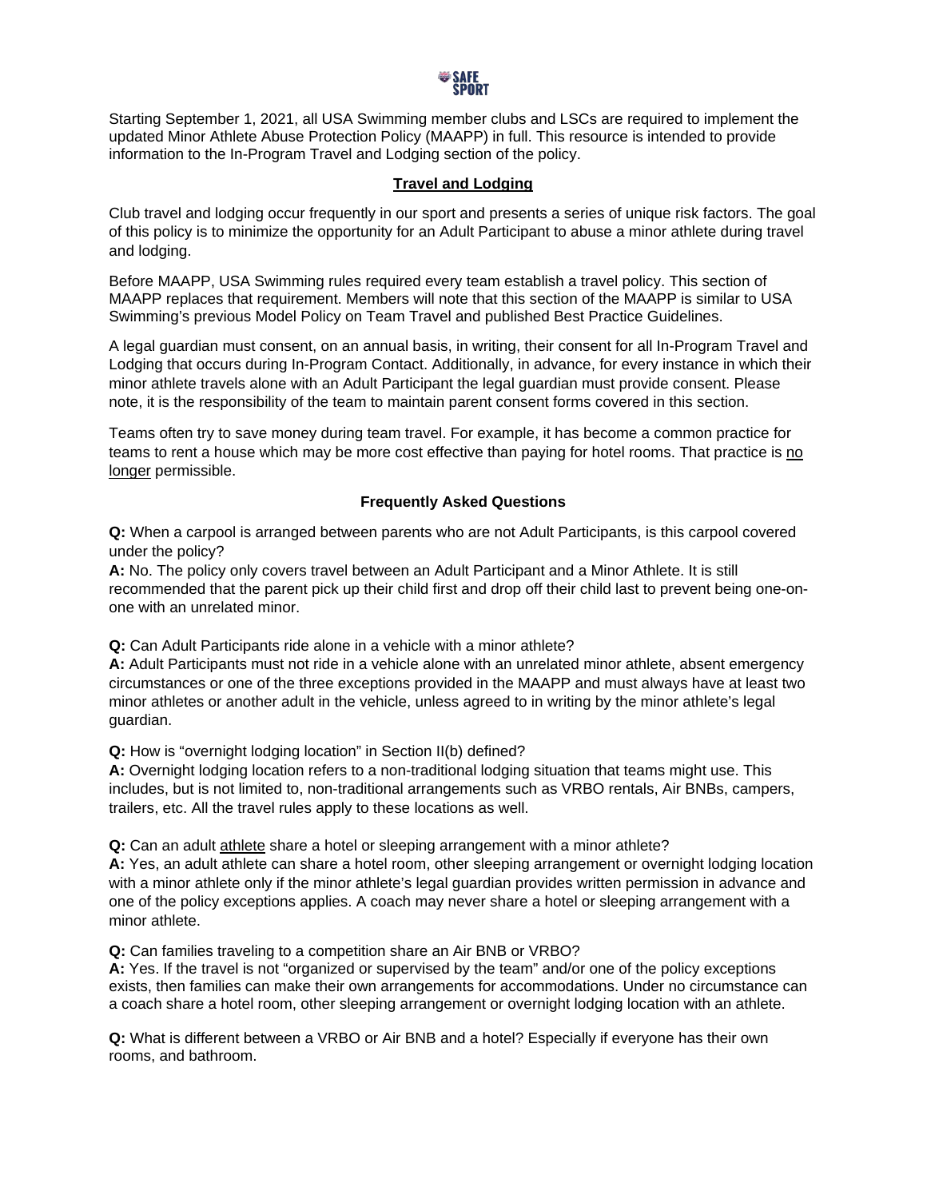SAFE SPORT

Starting September 1, 2021, all USA Swimming member clubs and LSCs are required to implement the updated Minor Athlete Abuse Protection Policy (MAAPP) in full. This resource is intended to provide information to the In-Program Travel and Lodging section of the policy.

## Travel and Lodging

Club travel and lodging occur frequently in our sport and presents a series of unique risk factors. The goal of this policy is to minimize the opportunity for an Adult Participant to abuse a minor athlete during travel and lodging.

Before MAAPP, USA Swimming rules required every team establish a travel policy. This section of MAAPP replaces that requirement. Members will note that this section of the MAAPP is similar to USA Swimming's previous Model Policy on Team Travel and published Best Practice Guidelines.

A legal guardian must consent, on an annual basis, in writing, their consent for all In-Program Travel and Lodging that occurs during In-Program Contact. Additionally, in advance, for every instance in which their minor athlete travels alone with an Adult Participant the legal guardian must provide consent. Please note, it is the responsibility of the team to maintain parent consent forms covered in this section.

Teams often try to save money during team travel. For example, it has become a common practice for teams to rent a house which may be more cost effective than paying for hotel rooms. That practice is no longer permissible.

### Frequently Asked Questions

**Q:** When a carpool is arranged between parents who are not Adult Participants, is this carpool covered under the policy?
**A:** No. The policy only covers travel between an Adult Participant and a Minor Athlete. It is still recommended that the parent pick up their child first and drop off their child last to prevent being one-on-one with an unrelated minor.

**Q:** Can Adult Participants ride alone in a vehicle with a minor athlete?
**A:** Adult Participants must not ride in a vehicle alone with an unrelated minor athlete, absent emergency circumstances or one of the three exceptions provided in the MAAPP and must always have at least two minor athletes or another adult in the vehicle, unless agreed to in writing by the minor athlete's legal guardian.

**Q:** How is "overnight lodging location" in Section II(b) defined?
**A:** Overnight lodging location refers to a non-traditional lodging situation that teams might use. This includes, but is not limited to, non-traditional arrangements such as VRBO rentals, Air BNBs, campers, trailers, etc. All the travel rules apply to these locations as well.

**Q:** Can an adult athlete share a hotel or sleeping arrangement with a minor athlete?
**A:** Yes, an adult athlete can share a hotel room, other sleeping arrangement or overnight lodging location with a minor athlete only if the minor athlete's legal guardian provides written permission in advance and one of the policy exceptions applies. A coach may never share a hotel or sleeping arrangement with a minor athlete.

**Q:** Can families traveling to a competition share an Air BNB or VRBO?
**A:** Yes. If the travel is not "organized or supervised by the team" and/or one of the policy exceptions exists, then families can make their own arrangements for accommodations. Under no circumstance can a coach share a hotel room, other sleeping arrangement or overnight lodging location with an athlete.

**Q:** What is different between a VRBO or Air BNB and a hotel? Especially if everyone has their own rooms, and bathroom.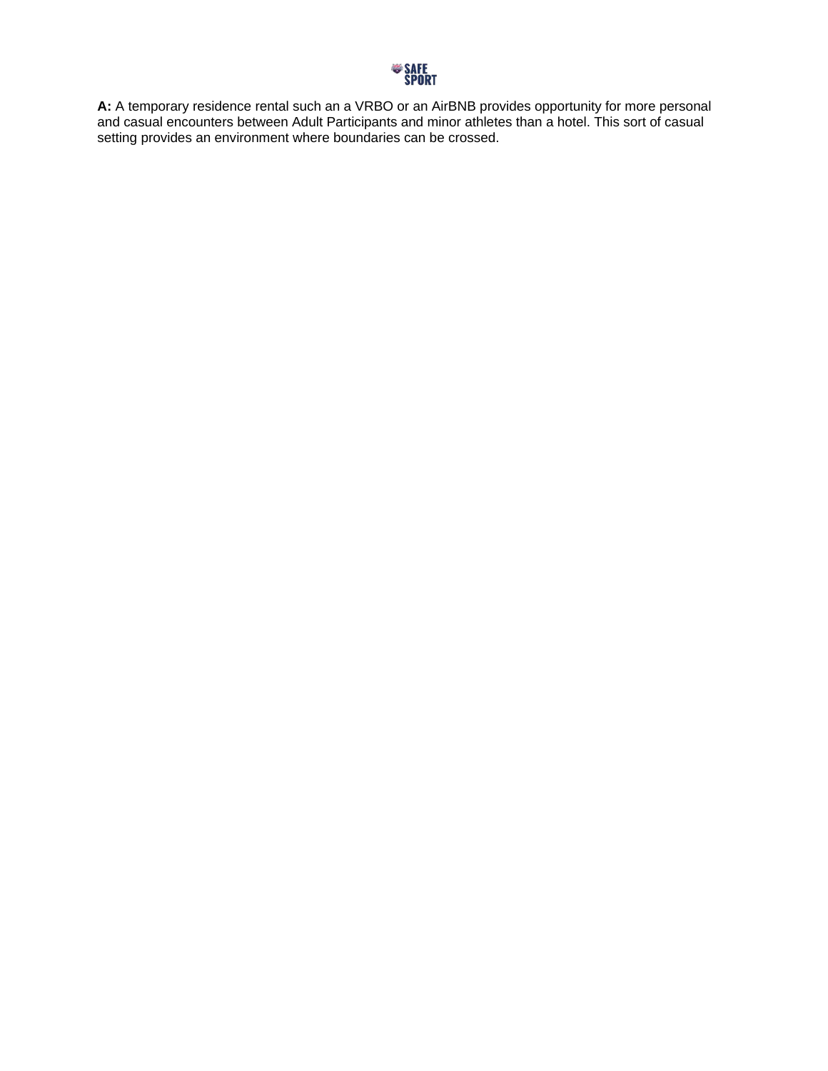**A:** A temporary residence rental such an a VRBO or an AirBNB provides opportunity for more personal and casual encounters between Adult Participants and minor athletes than a hotel. This sort of casual setting provides an environment where boundaries can be crossed.